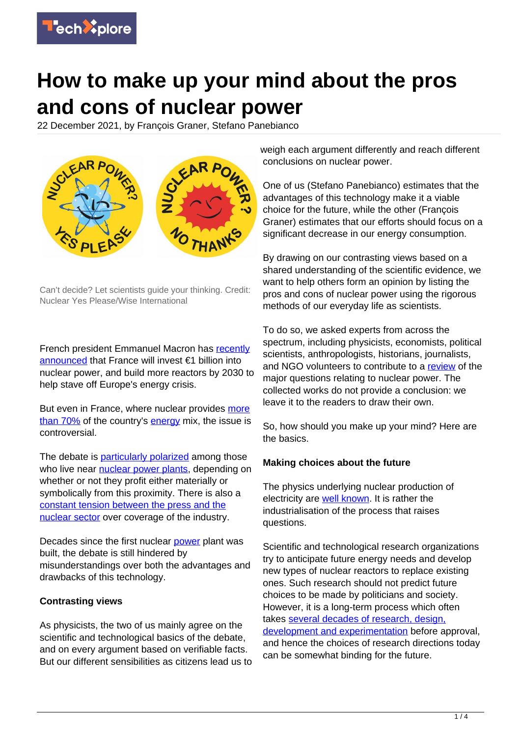# How to make up your mind about the pros and cons of nuclear power

22 December 2021, by François Graner, Stefano Panebianco

Can't decide? Let scientists guide your thinking. Credit: Nuclear Yes Please/Wise International

French president Emmanuel Macron has recently announced that France will invest €1 billion into nuclear power, and build more reactors by 2030 to help stave off Europe's energy crisis.

But even in France, where nuclear provides more than 70% of the country's energy mix, the issue is controversial.

The debate is particularly polarized among those who live near nuclear power plants, depending on whether or not they profit either materially or symbolically from this proximity. There is also a constant tension between the press and the nuclear sector over coverage of the industry.

Decades since the first nuclear power plant was built, the debate is still hindered by misunderstandings over both the advantages and drawbacks of this technology.

**Contrasting views**

As physicists, the two of us mainly agree on the scientific and technological basics of the debate, and on every argument based on verifiable facts. But our different sensibilities as citizens lead us to weigh each argument differently and reach different conclusions on nuclear power.

One of us (Stefano Panebianco) estimates that the advantages of this technology make it a viable choice for the future, while the other (François Graner) estimates that our efforts should focus on a significant decrease in our energy consumption.

By drawing on our contrasting views based on a shared understanding of the scientific evidence, we want to help others form an opinion by listing the pros and cons of nuclear power using the rigorous methods of our everyday life as scientists.

To do so, we asked experts from across the spectrum, including physicists, economists, political scientists, anthropologists, historians, journalists, and NGO volunteers to contribute to a review of the major questions relating to nuclear power. The collected works do not provide a conclusion: we leave it to the readers to draw their own.

So, how should you make up your mind? Here are the basics.

**Making choices about the future**

The physics underlying nuclear production of electricity are well known. It is rather the industrialisation of the process that raises questions.

Scientific and technological research organizations try to anticipate future energy needs and develop new types of nuclear reactors to replace existing ones. Such research should not predict future choices to be made by politicians and society. However, it is a long-term process which often takes several decades of research, design, development and experimentation before approval, and hence the choices of research directions today can be somewhat binding for the future.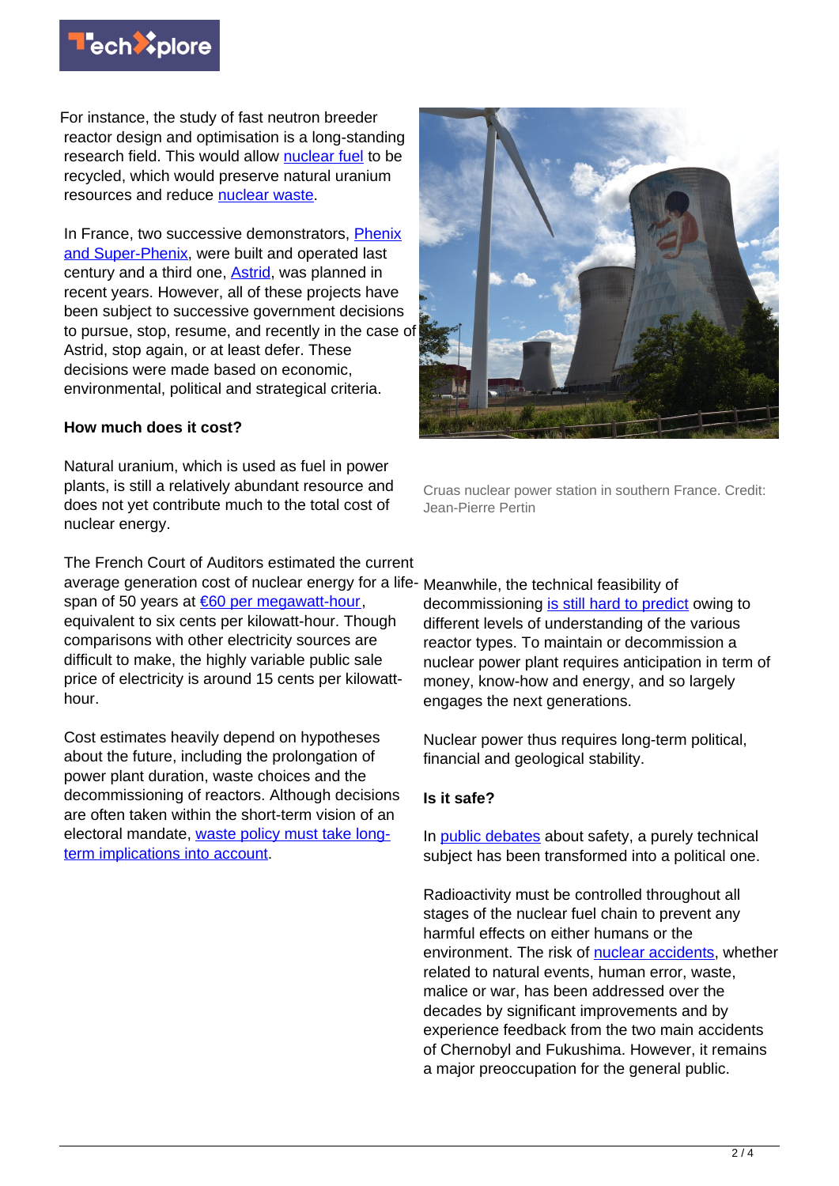For instance, the study of fast neutron breeder reactor design and optimisation is a long-standing research field. This would allow nuclear fuel to be recycled, which would preserve natural uranium resources and reduce nuclear waste.

In France, two successive demonstrators, Phenix and Super-Phenix, were built and operated last century and a third one, Astrid, was planned in recent years. However, all of these projects have been subject to successive government decisions to pursue, stop, resume, and recently in the case of Astrid, stop again, or at least defer. These decisions were made based on economic, environmental, political and strategical criteria.

**How much does it cost?**

Natural uranium, which is used as fuel in power plants, is still a relatively abundant resource and does not yet contribute much to the total cost of nuclear energy.

The French Court of Auditors estimated the current average generation cost of nuclear energy for a life-span of 50 years at €60 per megawatt-hour, equivalent to six cents per kilowatt-hour. Though comparisons with other electricity sources are difficult to make, the highly variable public sale price of electricity is around 15 cents per kilowatt-hour.

Cost estimates heavily depend on hypotheses about the future, including the prolongation of power plant duration, waste choices and the decommissioning of reactors. Although decisions are often taken within the short-term vision of an electoral mandate, waste policy must take long-term implications into account.

Cruas nuclear power station in southern France. Credit: Jean-Pierre Pertin

Meanwhile, the technical feasibility of decommissioning is still hard to predict owing to different levels of understanding of the various reactor types. To maintain or decommission a nuclear power plant requires anticipation in term of money, know-how and energy, and so largely engages the next generations.

Nuclear power thus requires long-term political, financial and geological stability.

**Is it safe?**

In public debates about safety, a purely technical subject has been transformed into a political one.

Radioactivity must be controlled throughout all stages of the nuclear fuel chain to prevent any harmful effects on either humans or the environment. The risk of nuclear accidents, whether related to natural events, human error, waste, malice or war, has been addressed over the decades by significant improvements and by experience feedback from the two main accidents of Chernobyl and Fukushima. However, it remains a major preoccupation for the general public.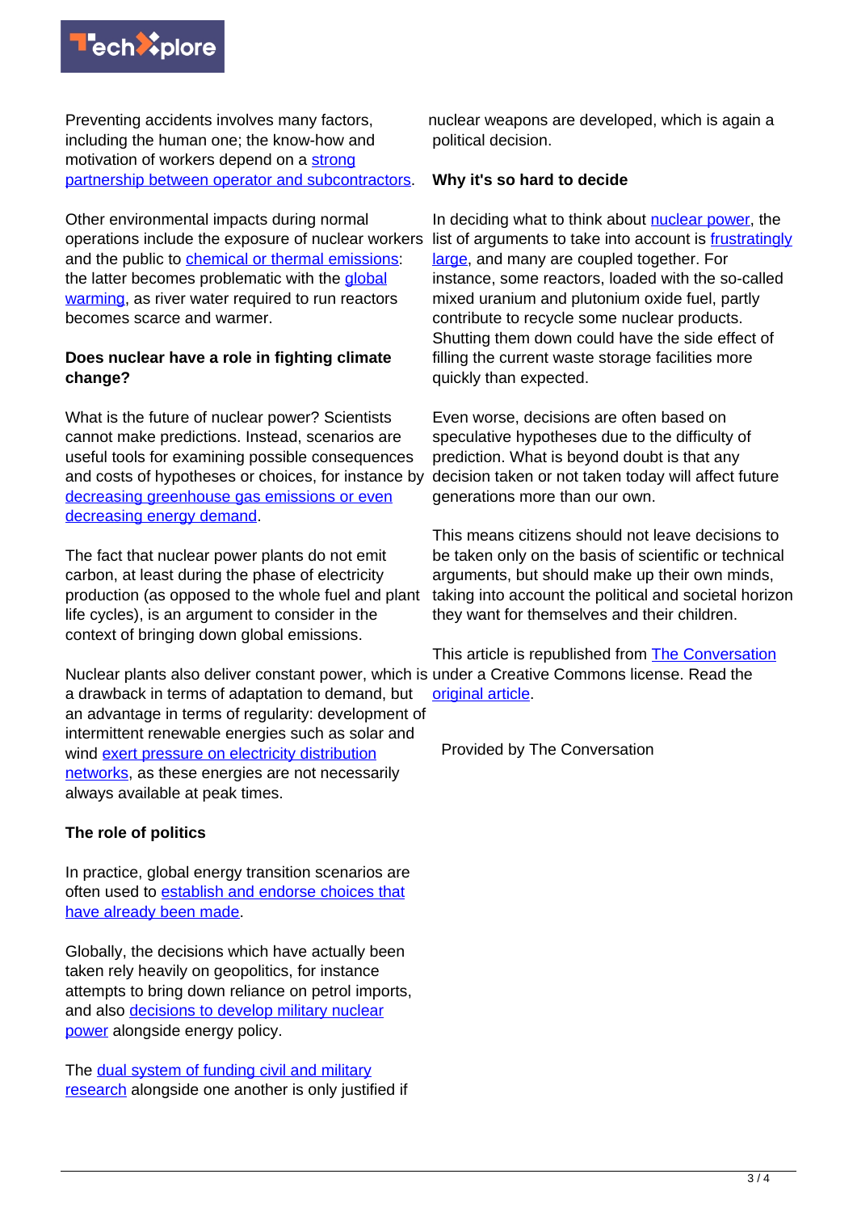Preventing accidents involves many factors, including the human one; the know-how and motivation of workers depend on a strong partnership between operator and subcontractors.

Other environmental impacts during normal operations include the exposure of nuclear workers and the public to chemical or thermal emissions: the latter becomes problematic with the global warming, as river water required to run reactors becomes scarce and warmer.

**Does nuclear have a role in fighting climate change?**

What is the future of nuclear power? Scientists cannot make predictions. Instead, scenarios are useful tools for examining possible consequences and costs of hypotheses or choices, for instance by decreasing greenhouse gas emissions or even decreasing energy demand.

The fact that nuclear power plants do not emit carbon, at least during the phase of electricity production (as opposed to the whole fuel and plant life cycles), is an argument to consider in the context of bringing down global emissions.

Nuclear plants also deliver constant power, which is a drawback in terms of adaptation to demand, but an advantage in terms of regularity: development of intermittent renewable energies such as solar and wind exert pressure on electricity distribution networks, as these energies are not necessarily always available at peak times.

**The role of politics**

In practice, global energy transition scenarios are often used to establish and endorse choices that have already been made.

Globally, the decisions which have actually been taken rely heavily on geopolitics, for instance attempts to bring down reliance on petrol imports, and also decisions to develop military nuclear power alongside energy policy.

The dual system of funding civil and military research alongside one another is only justified if nuclear weapons are developed, which is again a political decision.

**Why it's so hard to decide**

In deciding what to think about nuclear power, the list of arguments to take into account is frustratingly large, and many are coupled together. For instance, some reactors, loaded with the so-called mixed uranium and plutonium oxide fuel, partly contribute to recycle some nuclear products. Shutting them down could have the side effect of filling the current waste storage facilities more quickly than expected.

Even worse, decisions are often based on speculative hypotheses due to the difficulty of prediction. What is beyond doubt is that any decision taken or not taken today will affect future generations more than our own.

This means citizens should not leave decisions to be taken only on the basis of scientific or technical arguments, but should make up their own minds, taking into account the political and societal horizon they want for themselves and their children.

This article is republished from The Conversation under a Creative Commons license. Read the original article.

Provided by The Conversation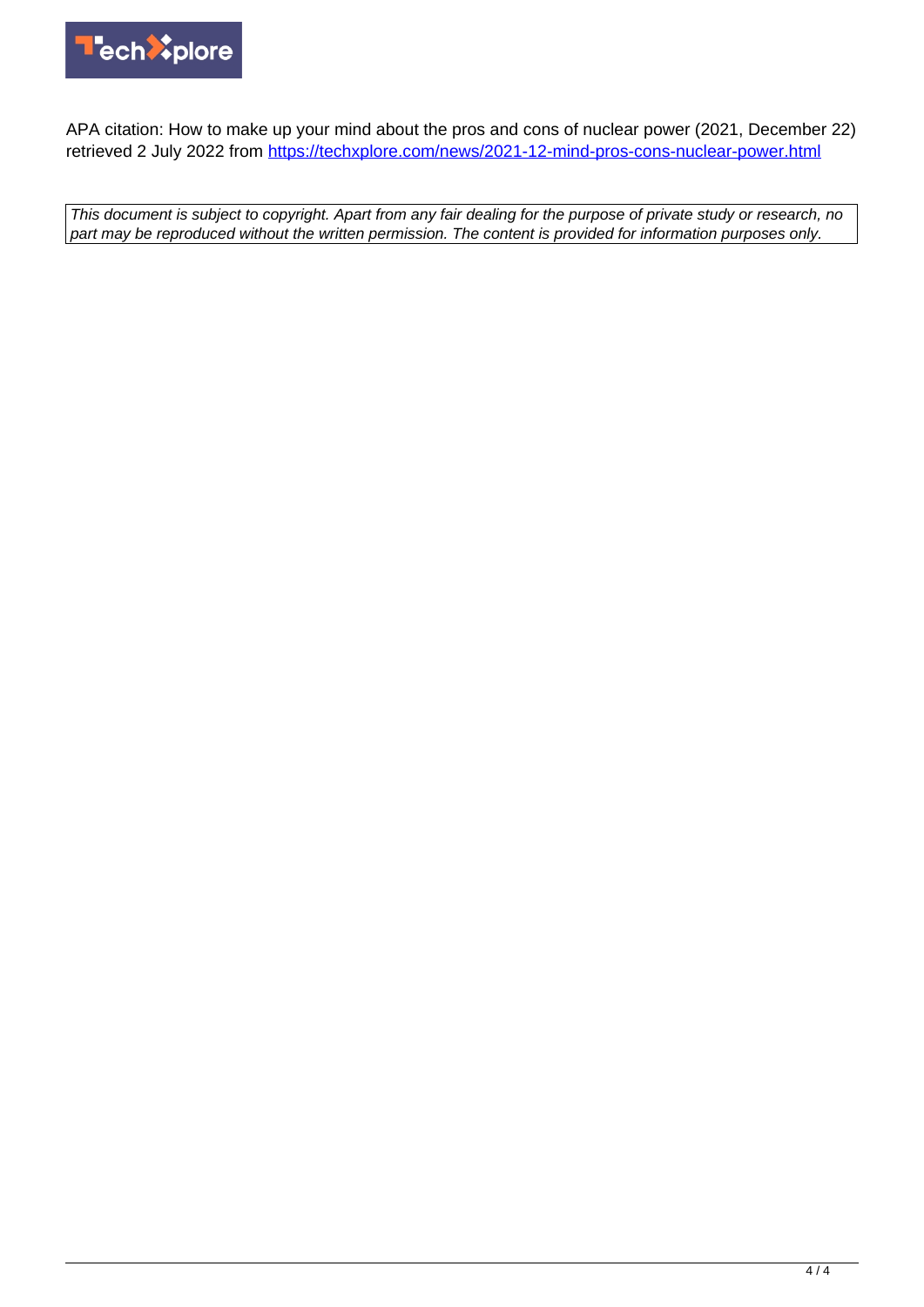APA citation: How to make up your mind about the pros and cons of nuclear power (2021, December 22) retrieved 2 July 2022 from https://techxplore.com/news/2021-12-mind-pros-cons-nuclear-power.html

*This document is subject to copyright. Apart from any fair dealing for the purpose of private study or research, no part may be reproduced without the written permission. The content is provided for information purposes only.*